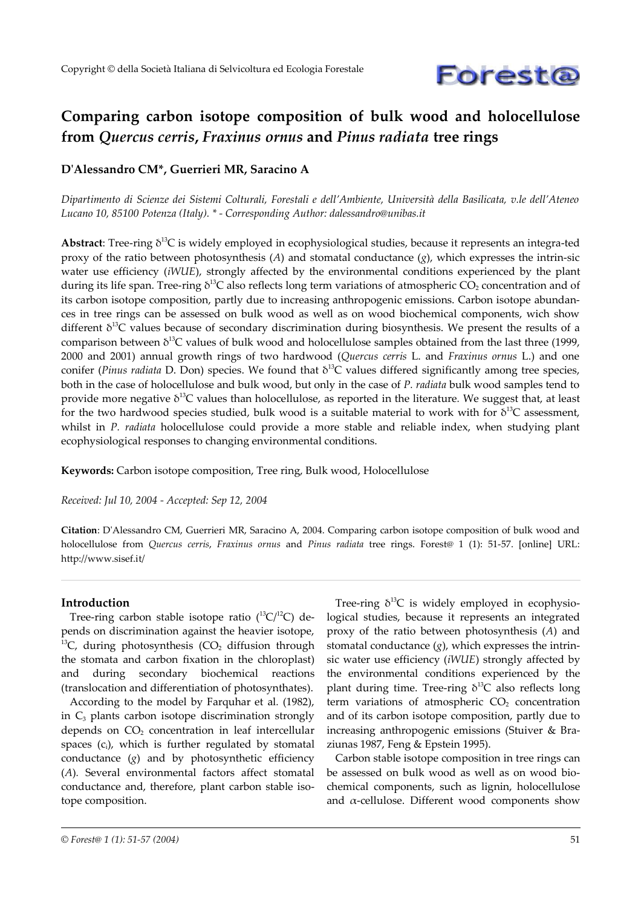Copyright © della Società Italiana di Selvicoltura ed Ecologia Forestale

# Comparing carbon isotope composition of bulk wood and holocellulose from *Quercus cerris*, *Fraxinus ornus* and *Pinus radiata* tree rings

**D'Alessandro CM\*, Guerrieri MR, Saracino A**

*Dipartimento di Scienze dei Sistemi Colturali, Forestali e dell'Ambiente, Università della Basilicata, v.le dell'Ateneo Lucano 10, 85100 Potenza (Italy). \* - Corresponding Author: dalessandro@unibas.it*

**Abstract**: Tree-ring $\delta^{13}C$ is widely employed in ecophysiological studies, because it represents an integra-ted proxy of the ratio between photosynthesis (*A*) and stomatal conductance (*g*), which expresses the intrin-sic water use efficiency (*iWUE*), strongly affected by the environmental conditions experienced by the plant during its life span. Tree-ring $\delta^{13}C$ also reflects long term variations of atmospheric $CO_2$ concentration and of its carbon isotope composition, partly due to increasing anthropogenic emissions. Carbon isotope abundan-ces in tree rings can be assessed on bulk wood as well as on wood biochemical components, wich show different $\delta^{13}C$ values because of secondary discrimination during biosynthesis. We present the results of a comparison between $\delta^{13}C$ values of bulk wood and holocellulose samples obtained from the last three (1999, 2000 and 2001) annual growth rings of two hardwood (*Quercus cerris* L. and *Fraxinus ornus* L.) and one conifer (*Pinus radiata* D. Don) species. We found that $\delta^{13}C$ values differed significantly among tree species, both in the case of holocellulose and bulk wood, but only in the case of *P. radiata* bulk wood samples tend to provide more negative $\delta^{13}C$ values than holocellulose, as reported in the literature. We suggest that, at least for the two hardwood species studied, bulk wood is a suitable material to work with for $\delta^{13}C$ assessment, whilst in *P. radiata* holocellulose could provide a more stable and reliable index, when studying plant ecophysiological responses to changing environmental conditions.

**Keywords:** Carbon isotope composition, Tree ring, Bulk wood, Holocellulose

*Received: Jul 10, 2004 - Accepted: Sep 12, 2004*

**Citation**: D'Alessandro CM, Guerrieri MR, Saracino A, 2004. Comparing carbon isotope composition of bulk wood and holocellulose from *Quercus cerris*, *Fraxinus ornus* and *Pinus radiata* tree rings. Forest@ 1 (1): 51-57. [online] URL: http://www.sisef.it/

## Introduction

Tree-ring carbon stable isotope ratio ($^{13}C/^{12}C$) depends on discrimination against the heavier isotope, $^{13}C$, during photosynthesis ($CO_2$ diffusion through the stomata and carbon fixation in the chloroplast) and during secondary biochemical reactions (translocation and differentiation of photosynthates).

According to the model by Farquhar et al. (1982), in $C_3$ plants carbon isotope discrimination strongly depends on $CO_2$ concentration in leaf intercellular spaces ($c_i$), which is further regulated by stomatal conductance (*g*) and by photosynthetic efficiency (*A*). Several environmental factors affect stomatal conductance and, therefore, plant carbon stable isotope composition.

Tree-ring $\delta^{13}C$ is widely employed in ecophysiological studies, because it represents an integrated proxy of the ratio between photosynthesis (*A*) and stomatal conductance (*g*), which expresses the intrinsic water use efficiency (*iWUE*) strongly affected by the environmental conditions experienced by the plant during time. Tree-ring $\delta^{13}C$ also reflects long term variations of atmospheric $CO_2$ concentration and of its carbon isotope composition, partly due to increasing anthropogenic emissions (Stuiver & Braziunas 1987, Feng & Epstein 1995).

Carbon stable isotope composition in tree rings can be assessed on bulk wood as well as on wood biochemical components, such as lignin, holocellulose and $\alpha$-cellulose. Different wood components show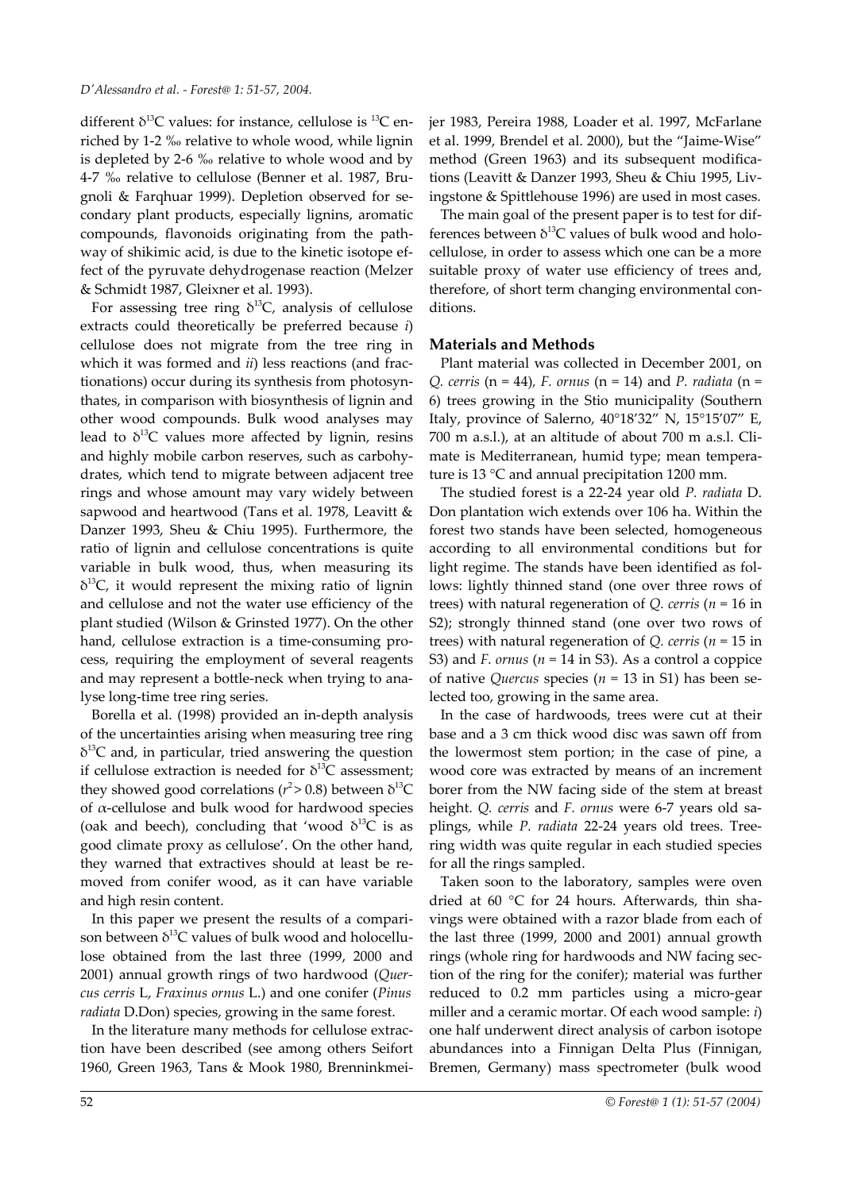different $\delta^{13}C$ values: for instance, cellulose is $^{13}C$ enriched by 1-2 ‰ relative to whole wood, while lignin is depleted by 2-6 ‰ relative to whole wood and by 4-7 ‰ relative to cellulose (Benner et al. 1987, Brugnoli & Farqhuar 1999). Depletion observed for secondary plant products, especially lignins, aromatic compounds, flavonoids originating from the pathway of shikimic acid, is due to the kinetic isotope effect of the pyruvate dehydrogenase reaction (Melzer & Schmidt 1987, Gleixner et al. 1993).

For assessing tree ring $\delta^{13}C$, analysis of cellulose extracts could theoretically be preferred because *i*) cellulose does not migrate from the tree ring in which it was formed and *ii*) less reactions (and fractionations) occur during its synthesis from photosynthates, in comparison with biosynthesis of lignin and other wood compounds. Bulk wood analyses may lead to $\delta^{13}C$ values more affected by lignin, resins and highly mobile carbon reserves, such as carbohydrates, which tend to migrate between adjacent tree rings and whose amount may vary widely between sapwood and heartwood (Tans et al. 1978, Leavitt & Danzer 1993, Sheu & Chiu 1995). Furthermore, the ratio of lignin and cellulose concentrations is quite variable in bulk wood, thus, when measuring its $\delta^{13}C$, it would represent the mixing ratio of lignin and cellulose and not the water use efficiency of the plant studied (Wilson & Grinsted 1977). On the other hand, cellulose extraction is a time-consuming process, requiring the employment of several reagents and may represent a bottle-neck when trying to analyse long-time tree ring series.

Borella et al. (1998) provided an in-depth analysis of the uncertainties arising when measuring tree ring $\delta^{13}C$ and, in particular, tried answering the question if cellulose extraction is needed for $\delta^{13}C$ assessment; they showed good correlations ($r^2 > 0.8$) between $\delta^{13}C$ of $\alpha$-cellulose and bulk wood for hardwood species (oak and beech), concluding that 'wood $\delta^{13}C$ is as good climate proxy as cellulose'. On the other hand, they warned that extractives should at least be removed from conifer wood, as it can have variable and high resin content.

In this paper we present the results of a comparison between $\delta^{13}C$ values of bulk wood and holocellulose obtained from the last three (1999, 2000 and 2001) annual growth rings of two hardwood (*Quercus cerris* L, *Fraxinus ornus* L.) and one conifer (*Pinus radiata* D.Don) species, growing in the same forest.

In the literature many methods for cellulose extraction have been described (see among others Seifort 1960, Green 1963, Tans & Mook 1980, Brenninkmeijer 1983, Pereira 1988, Loader et al. 1997, McFarlane et al. 1999, Brendel et al. 2000), but the "Jaime-Wise" method (Green 1963) and its subsequent modifications (Leavitt & Danzer 1993, Sheu & Chiu 1995, Livingstone & Spittlehouse 1996) are used in most cases.

The main goal of the present paper is to test for differences between $\delta^{13}C$ values of bulk wood and holocellulose, in order to assess which one can be a more suitable proxy of water use efficiency of trees and, therefore, of short term changing environmental conditions.

## Materials and Methods

Plant material was collected in December 2001, on *Q. cerris* (n = 44), *F. ornus* (n = 14) and *P. radiata* (n = 6) trees growing in the Stio municipality (Southern Italy, province of Salerno, 40°18'32" N, 15°15'07" E, 700 m a.s.l.), at an altitude of about 700 m a.s.l. Climate is Mediterranean, humid type; mean temperature is 13 °C and annual precipitation 1200 mm.

The studied forest is a 22-24 year old *P. radiata* D. Don plantation wich extends over 106 ha. Within the forest two stands have been selected, homogeneous according to all environmental conditions but for light regime. The stands have been identified as follows: lightly thinned stand (one over three rows of trees) with natural regeneration of *Q. cerris* (*n* = 16 in S2); strongly thinned stand (one over two rows of trees) with natural regeneration of *Q. cerris* (*n* = 15 in S3) and *F. ornus* (*n* = 14 in S3). As a control a coppice of native *Quercus* species (*n* = 13 in S1) has been selected too, growing in the same area.

In the case of hardwoods, trees were cut at their base and a 3 cm thick wood disc was sawn off from the lowermost stem portion; in the case of pine, a wood core was extracted by means of an increment borer from the NW facing side of the stem at breast height. *Q. cerris* and *F. ornus* were 6-7 years old saplings, while *P. radiata* 22-24 years old trees. Tree-ring width was quite regular in each studied species for all the rings sampled.

Taken soon to the laboratory, samples were oven dried at 60 °C for 24 hours. Afterwards, thin shavings were obtained with a razor blade from each of the last three (1999, 2000 and 2001) annual growth rings (whole ring for hardwoods and NW facing section of the ring for the conifer); material was further reduced to 0.2 mm particles using a micro-gear miller and a ceramic mortar. Of each wood sample: *i*) one half underwent direct analysis of carbon isotope abundances into a Finnigan Delta Plus (Finnigan, Bremen, Germany) mass spectrometer (bulk wood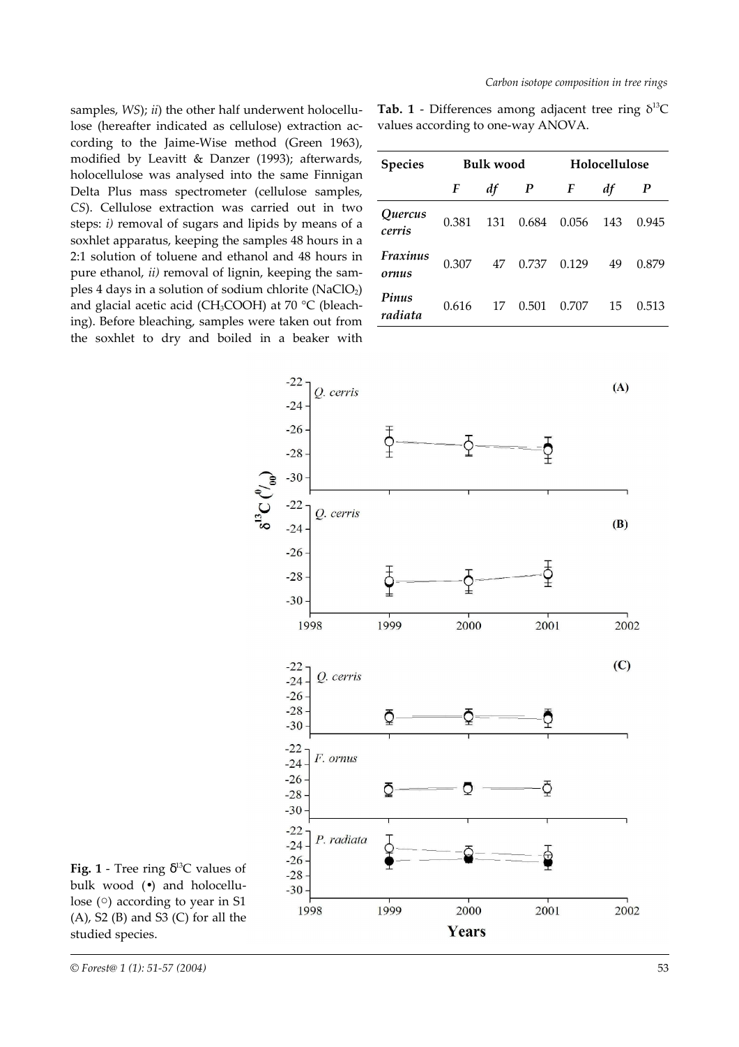samples, *WS*); *ii*) the other half underwent holocellulose (hereafter indicated as cellulose) extraction according to the Jaime-Wise method (Green 1963), modified by Leavitt & Danzer (1993); afterwards, holocellulose was analysed into the same Finnigan Delta Plus mass spectrometer (cellulose samples, *CS*). Cellulose extraction was carried out in two steps: *i)* removal of sugars and lipids by means of a soxhlet apparatus, keeping the samples 48 hours in a 2:1 solution of toluene and ethanol and 48 hours in pure ethanol, *ii)* removal of lignin, keeping the samples 4 days in a solution of sodium chlorite ($NaClO_2$) and glacial acetic acid ($CH_3COOH$) at 70 °C (bleaching). Before bleaching, samples were taken out from the soxhlet to dry and boiled in a beaker with

**Tab. 1** - Differences among adjacent tree ring $\delta^{13}C$ values according to one-way ANOVA.

| Species | Bulk wood | | | Holocellulose | | |
|---|---|---|---|---|---|---|
| | *F* | *df* | *P* | *F* | *df* | *P* |
| *Quercus cerris* | 0.381 | 131 | 0.684 | 0.056 | 143 | 0.945 |
| *Fraxinus ornus* | 0.307 | 47 | 0.737 | 0.129 | 49 | 0.879 |
| *Pinus radiata* | 0.616 | 17 | 0.501 | 0.707 | 15 | 0.513 |

**Fig. 1** - Tree ring $\delta^{13}C$ values of bulk wood (•) and holocellulose (○) according to year in S1 (A), S2 (B) and S3 (C) for all the studied species.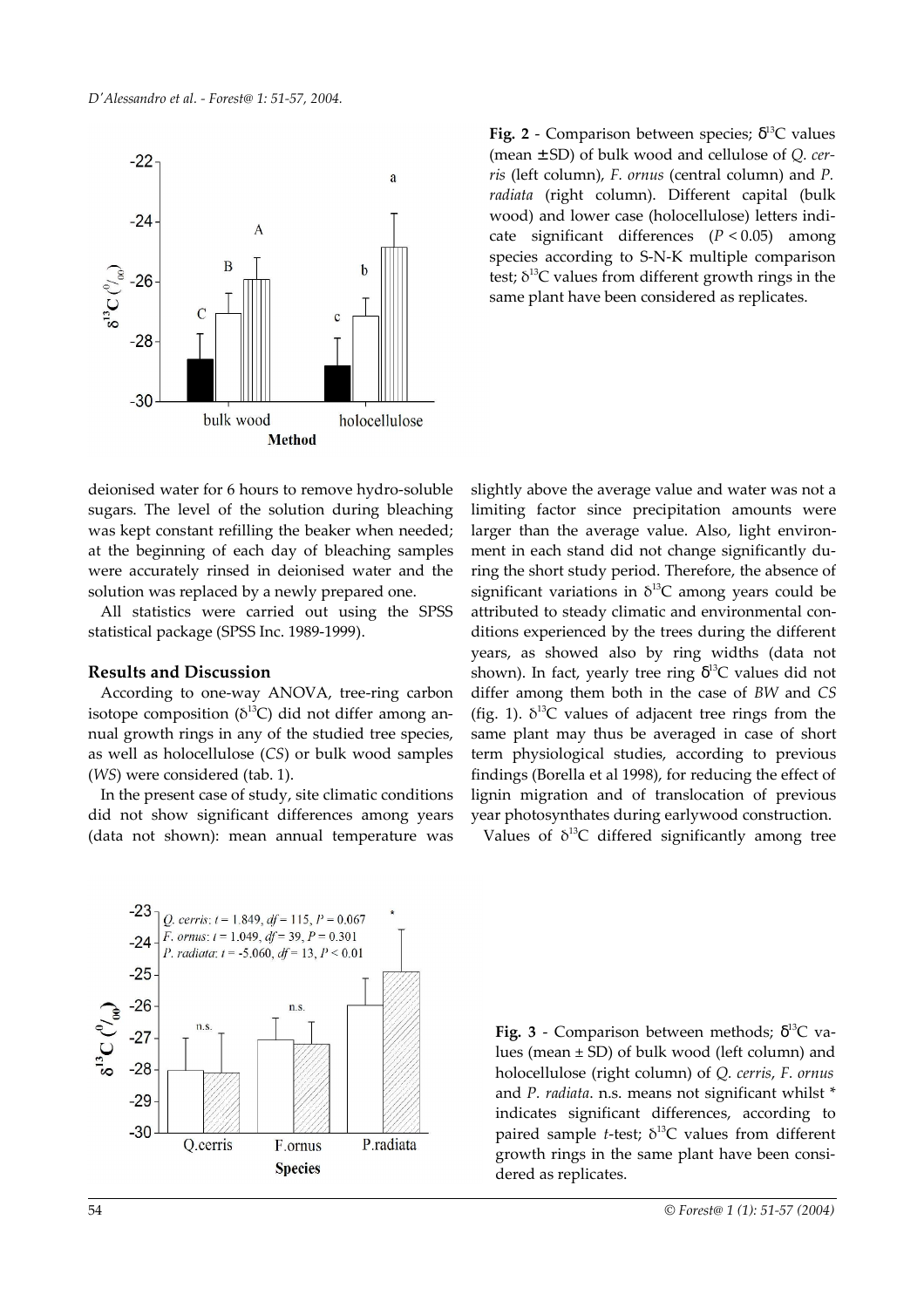**Fig. 2** - Comparison between species; $\delta^{13}C$ values (mean ± SD) of bulk wood and cellulose of *Q. cerris* (left column), *F. ornus* (central column) and *P. radiata* (right column). Different capital (bulk wood) and lower case (holocellulose) letters indicate significant differences ($P < 0.05$) among species according to S-N-K multiple comparison test; $\delta^{13}C$ values from different growth rings in the same plant have been considered as replicates.

deionised water for 6 hours to remove hydro-soluble sugars. The level of the solution during bleaching was kept constant refilling the beaker when needed; at the beginning of each day of bleaching samples were accurately rinsed in deionised water and the solution was replaced by a newly prepared one.

All statistics were carried out using the SPSS statistical package (SPSS Inc. 1989-1999).

## Results and Discussion

According to one-way ANOVA, tree-ring carbon isotope composition ($\delta^{13}C$) did not differ among annual growth rings in any of the studied tree species, as well as holocellulose (*CS*) or bulk wood samples (*WS*) were considered (tab. 1).

In the present case of study, site climatic conditions did not show significant differences among years (data not shown): mean annual temperature was slightly above the average value and water was not a limiting factor since precipitation amounts were larger than the average value. Also, light environment in each stand did not change significantly during the short study period. Therefore, the absence of significant variations in $\delta^{13}C$ among years could be attributed to steady climatic and environmental conditions experienced by the trees during the different years, as showed also by ring widths (data not shown). In fact, yearly tree ring $\delta^{13}C$ values did not differ among them both in the case of *BW* and *CS* (fig. 1). $\delta^{13}C$ values of adjacent tree rings from the same plant may thus be averaged in case of short term physiological studies, according to previous findings (Borella et al 1998), for reducing the effect of lignin migration and of translocation of previous year photosynthates during earlywood construction.

Values of $\delta^{13}C$ differed significantly among tree

**Fig. 3** - Comparison between methods; $\delta^{13}C$ values (mean ± SD) of bulk wood (left column) and holocellulose (right column) of *Q. cerris*, *F. ornus* and *P. radiata*. n.s. means not significant whilst * indicates significant differences, according to paired sample *t*-test; $\delta^{13}C$ values from different growth rings in the same plant have been considered as replicates.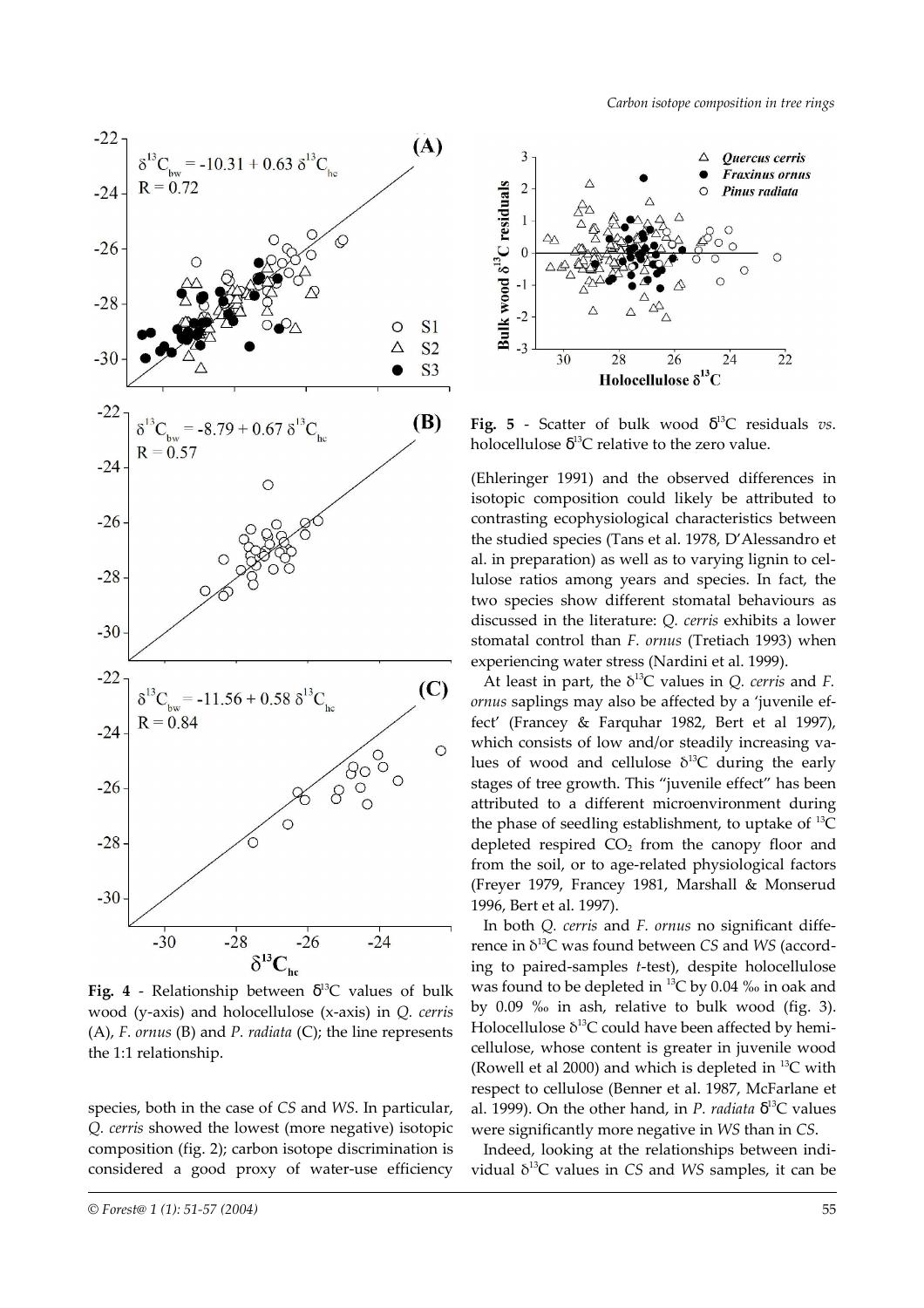**Fig. 4** - Relationship between $\delta^{13}C$ values of bulk wood (y-axis) and holocellulose (x-axis) in *Q. cerris* (A), *F. ornus* (B) and *P. radiata* (C); the line represents the 1:1 relationship.

**Fig. 5** - Scatter of bulk wood $\delta^{13}C$ residuals *vs.* holocellulose $\delta^{13}C$ relative to the zero value.

species, both in the case of *CS* and *WS*. In particular, *Q. cerris* showed the lowest (more negative) isotopic composition (fig. 2); carbon isotope discrimination is considered a good proxy of water-use efficiency (Ehleringer 1991) and the observed differences in isotopic composition could likely be attributed to contrasting ecophysiological characteristics between the studied species (Tans et al. 1978, D'Alessandro et al. in preparation) as well as to varying lignin to cellulose ratios among years and species. In fact, the two species show different stomatal behaviours as discussed in the literature: *Q. cerris* exhibits a lower stomatal control than *F. ornus* (Tretiach 1993) when experiencing water stress (Nardini et al. 1999).

At least in part, the $\delta^{13}C$ values in *Q. cerris* and *F. ornus* saplings may also be affected by a 'juvenile effect' (Francey & Farquhar 1982, Bert et al 1997), which consists of low and/or steadily increasing values of wood and cellulose $\delta^{13}C$ during the early stages of tree growth. This "juvenile effect" has been attributed to a different microenvironment during the phase of seedling establishment, to uptake of $^{13}C$ depleted respired $CO_2$ from the canopy floor and from the soil, or to age-related physiological factors (Freyer 1979, Francey 1981, Marshall & Monserud 1996, Bert et al. 1997).

In both *Q. cerris* and *F. ornus* no significant difference in $\delta^{13}C$ was found between *CS* and *WS* (according to paired-samples *t*-test), despite holocellulose was found to be depleted in $^{13}C$ by 0.04 ‰ in oak and by 0.09 ‰ in ash, relative to bulk wood (fig. 3). Holocellulose $\delta^{13}C$ could have been affected by hemicellulose, whose content is greater in juvenile wood (Rowell et al 2000) and which is depleted in $^{13}C$ with respect to cellulose (Benner et al. 1987, McFarlane et al. 1999). On the other hand, in *P. radiata* $\delta^{13}C$ values were significantly more negative in *WS* than in *CS*.

Indeed, looking at the relationships between individual $\delta^{13}C$ values in *CS* and *WS* samples, it can be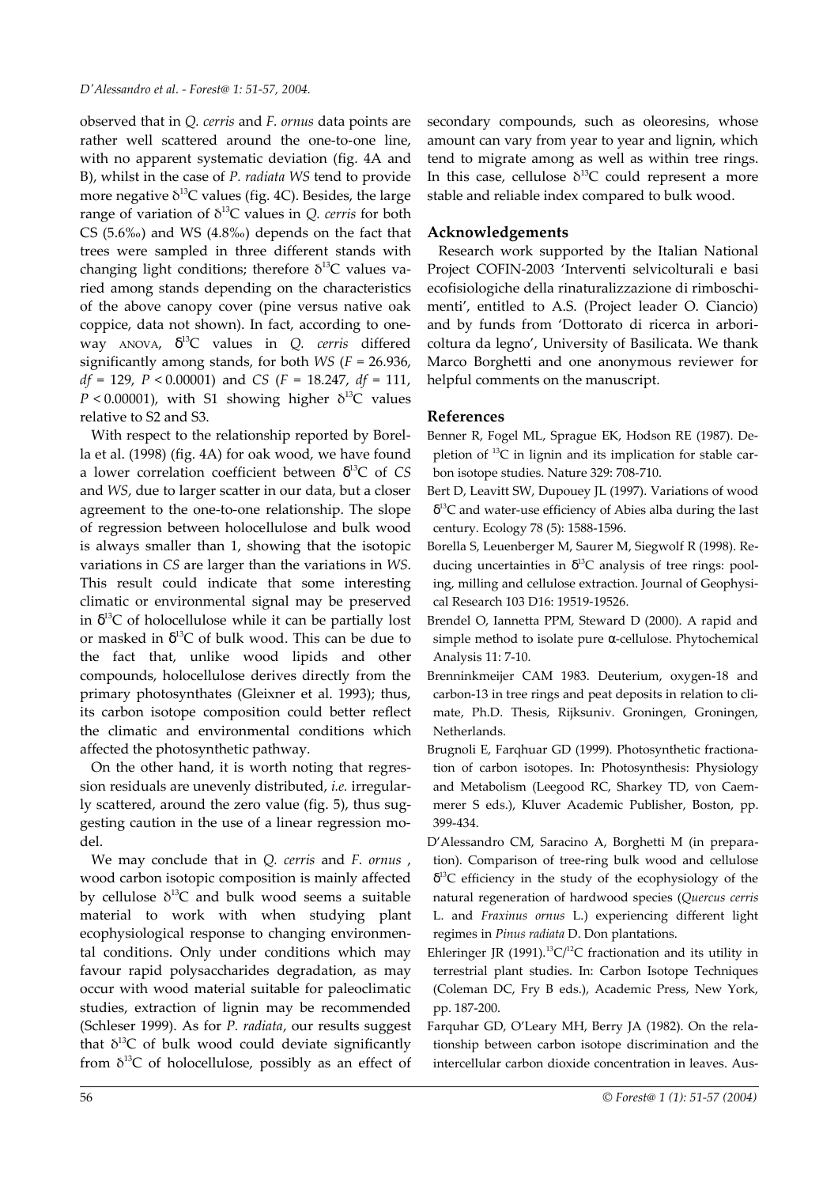observed that in *Q. cerris* and *F. ornus* data points are rather well scattered around the one-to-one line, with no apparent systematic deviation (fig. 4A and B), whilst in the case of *P. radiata WS* tend to provide more negative $\delta^{13}C$ values (fig. 4C). Besides, the large range of variation of $\delta^{13}C$ values in *Q. cerris* for both CS (5.6‰) and WS (4.8‰) depends on the fact that trees were sampled in three different stands with changing light conditions; therefore $\delta^{13}C$ values varied among stands depending on the characteristics of the above canopy cover (pine versus native oak coppice, data not shown). In fact, according to one-way ANOVA, $\delta^{13}C$ values in *Q. cerris* differed significantly among stands, for both *WS* ($F = 26.936$, $df = 129$, $P < 0.00001$) and *CS* ($F = 18.247$, $df = 111$, $P < 0.00001$), with S1 showing higher $\delta^{13}C$ values relative to S2 and S3.

With respect to the relationship reported by Borella et al. (1998) (fig. 4A) for oak wood, we have found a lower correlation coefficient between $\delta^{13}C$ of *CS* and *WS*, due to larger scatter in our data, but a closer agreement to the one-to-one relationship. The slope of regression between holocellulose and bulk wood is always smaller than 1, showing that the isotopic variations in *CS* are larger than the variations in *WS*. This result could indicate that some interesting climatic or environmental signal may be preserved in $\delta^{13}C$ of holocellulose while it can be partially lost or masked in $\delta^{13}C$ of bulk wood. This can be due to the fact that, unlike wood lipids and other compounds, holocellulose derives directly from the primary photosynthates (Gleixner et al. 1993); thus, its carbon isotope composition could better reflect the climatic and environmental conditions which affected the photosynthetic pathway.

On the other hand, it is worth noting that regression residuals are unevenly distributed, *i.e.* irregularly scattered, around the zero value (fig. 5), thus suggesting caution in the use of a linear regression model.

We may conclude that in *Q. cerris* and *F. ornus* , wood carbon isotopic composition is mainly affected by cellulose $\delta^{13}C$ and bulk wood seems a suitable material to work with when studying plant ecophysiological response to changing environmental conditions. Only under conditions which may favour rapid polysaccharides degradation, as may occur with wood material suitable for paleoclimatic studies, extraction of lignin may be recommended (Schleser 1999). As for *P. radiata*, our results suggest that $\delta^{13}C$ of bulk wood could deviate significantly from $\delta^{13}C$ of holocellulose, possibly as an effect of secondary compounds, such as oleoresins, whose amount can vary from year to year and lignin, which tend to migrate among as well as within tree rings. In this case, cellulose $\delta^{13}C$ could represent a more stable and reliable index compared to bulk wood.

## Acknowledgements

Research work supported by the Italian National Project COFIN-2003 'Interventi selvicolturali e basi ecofisiologiche della rinaturalizzazione di rimboschimenti', entitled to A.S. (Project leader O. Ciancio) and by funds from 'Dottorato di ricerca in arboricoltura da legno', University of Basilicata. We thank Marco Borghetti and one anonymous reviewer for helpful comments on the manuscript.

## References

Benner R, Fogel ML, Sprague EK, Hodson RE (1987). Depletion of $^{13}C$ in lignin and its implication for stable carbon isotope studies. Nature 329: 708-710.

Bert D, Leavitt SW, Dupouey JL (1997). Variations of wood $\delta^{13}C$ and water-use efficiency of Abies alba during the last century. Ecology 78 (5): 1588-1596.

Borella S, Leuenberger M, Saurer M, Siegwolf R (1998). Reducing uncertainties in $\delta^{13}C$ analysis of tree rings: pooling, milling and cellulose extraction. Journal of Geophysical Research 103 D16: 19519-19526.

Brendel O, Iannetta PPM, Steward D (2000). A rapid and simple method to isolate pure α-cellulose. Phytochemical Analysis 11: 7-10.

Brenninkmeijer CAM 1983. Deuterium, oxygen-18 and carbon-13 in tree rings and peat deposits in relation to climate, Ph.D. Thesis, Rijksuniv. Groningen, Groningen, Netherlands.

Brugnoli E, Farqhuar GD (1999). Photosynthetic fractionation of carbon isotopes. In: Photosynthesis: Physiology and Metabolism (Leegood RC, Sharkey TD, von Caemmerer S eds.), Kluver Academic Publisher, Boston, pp. 399-434.

D'Alessandro CM, Saracino A, Borghetti M (in preparation). Comparison of tree-ring bulk wood and cellulose $\delta^{13}C$ efficiency in the study of the ecophysiology of the natural regeneration of hardwood species (*Quercus cerris* L. and *Fraxinus ornus* L.) experiencing different light regimes in *Pinus radiata* D. Don plantations.

Ehleringer JR (1991). $^{13}C/^{12}C$ fractionation and its utility in terrestrial plant studies. In: Carbon Isotope Techniques (Coleman DC, Fry B eds.), Academic Press, New York, pp. 187-200.

Farquhar GD, O'Leary MH, Berry JA (1982). On the relationship between carbon isotope discrimination and the intercellular carbon dioxide concentration in leaves. Aus-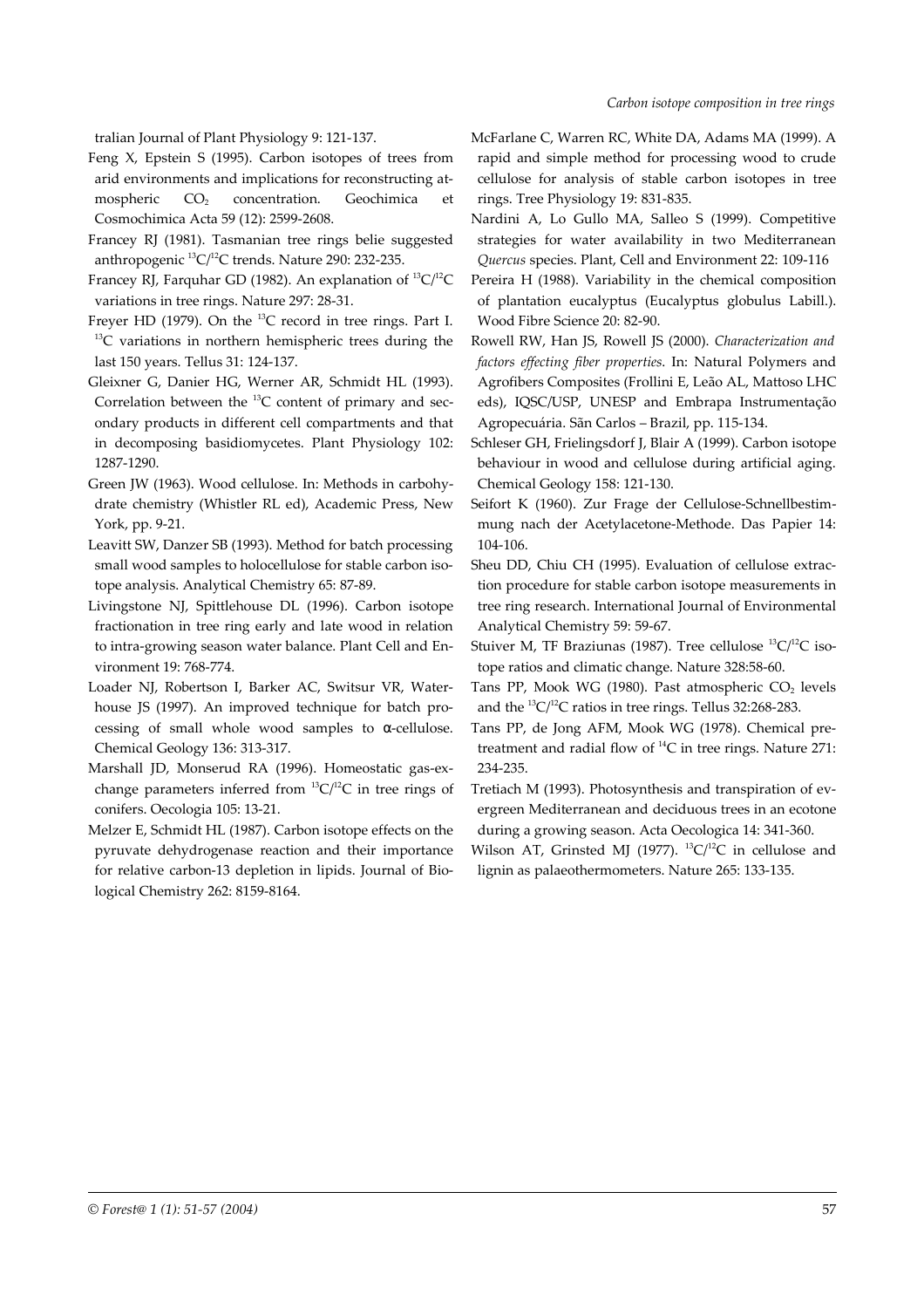tralian Journal of Plant Physiology 9: 121-137.

Feng X, Epstein S (1995). Carbon isotopes of trees from arid environments and implications for reconstructing atmospheric $CO_2$ concentration. Geochimica et Cosmochimica Acta 59 (12): 2599-2608.

Francey RJ (1981). Tasmanian tree rings belie suggested anthropogenic $^{13}C/^{12}C$ trends. Nature 290: 232-235.

Francey RJ, Farquhar GD (1982). An explanation of $^{13}C/^{12}C$ variations in tree rings. Nature 297: 28-31.

Freyer HD (1979). On the $^{13}C$ record in tree rings. Part I. $^{13}C$ variations in northern hemispheric trees during the last 150 years. Tellus 31: 124-137.

Gleixner G, Danier HG, Werner AR, Schmidt HL (1993). Correlation between the $^{13}C$ content of primary and secondary products in different cell compartments and that in decomposing basidiomycetes. Plant Physiology 102: 1287-1290.

Green JW (1963). Wood cellulose. In: Methods in carbohydrate chemistry (Whistler RL ed), Academic Press, New York, pp. 9-21.

Leavitt SW, Danzer SB (1993). Method for batch processing small wood samples to holocellulose for stable carbon isotope analysis. Analytical Chemistry 65: 87-89.

Livingstone NJ, Spittlehouse DL (1996). Carbon isotope fractionation in tree ring early and late wood in relation to intra-growing season water balance. Plant Cell and Environment 19: 768-774.

Loader NJ, Robertson I, Barker AC, Switsur VR, Waterhouse JS (1997). An improved technique for batch processing of small whole wood samples to α-cellulose. Chemical Geology 136: 313-317.

Marshall JD, Monserud RA (1996). Homeostatic gas-exchange parameters inferred from $^{13}C/^{12}C$ in tree rings of conifers. Oecologia 105: 13-21.

Melzer E, Schmidt HL (1987). Carbon isotope effects on the pyruvate dehydrogenase reaction and their importance for relative carbon-13 depletion in lipids. Journal of Biological Chemistry 262: 8159-8164.

McFarlane C, Warren RC, White DA, Adams MA (1999). A rapid and simple method for processing wood to crude cellulose for analysis of stable carbon isotopes in tree rings. Tree Physiology 19: 831-835.

Nardini A, Lo Gullo MA, Salleo S (1999). Competitive strategies for water availability in two Mediterranean *Quercus* species. Plant, Cell and Environment 22: 109-116

Pereira H (1988). Variability in the chemical composition of plantation eucalyptus (Eucalyptus globulus Labill.). Wood Fibre Science 20: 82-90.

Rowell RW, Han JS, Rowell JS (2000). *Characterization and factors effecting fiber properties*. In: Natural Polymers and Agrofibers Composites (Frollini E, Leão AL, Mattoso LHC eds), IQSC/USP, UNESP and Embrapa Instrumentação Agropecuária. Sãn Carlos – Brazil, pp. 115-134.

Schleser GH, Frielingsdorf J, Blair A (1999). Carbon isotope behaviour in wood and cellulose during artificial aging. Chemical Geology 158: 121-130.

Seifort K (1960). Zur Frage der Cellulose-Schnellbestimmung nach der Acetylacetone-Methode. Das Papier 14: 104-106.

Sheu DD, Chiu CH (1995). Evaluation of cellulose extraction procedure for stable carbon isotope measurements in tree ring research. International Journal of Environmental Analytical Chemistry 59: 59-67.

Stuiver M, TF Braziunas (1987). Tree cellulose $^{13}C/^{12}C$ isotope ratios and climatic change. Nature 328:58-60.

Tans PP, Mook WG (1980). Past atmospheric $CO_2$ levels and the $^{13}C/^{12}C$ ratios in tree rings. Tellus 32:268-283.

Tans PP, de Jong AFM, Mook WG (1978). Chemical pretreatment and radial flow of $^{14}C$ in tree rings. Nature 271: 234-235.

Tretiach M (1993). Photosynthesis and transpiration of evergreen Mediterranean and deciduous trees in an ecotone during a growing season. Acta Oecologica 14: 341-360.

Wilson AT, Grinsted MJ (1977). $^{13}C/^{12}C$ in cellulose and lignin as palaeothermometers. Nature 265: 133-135.